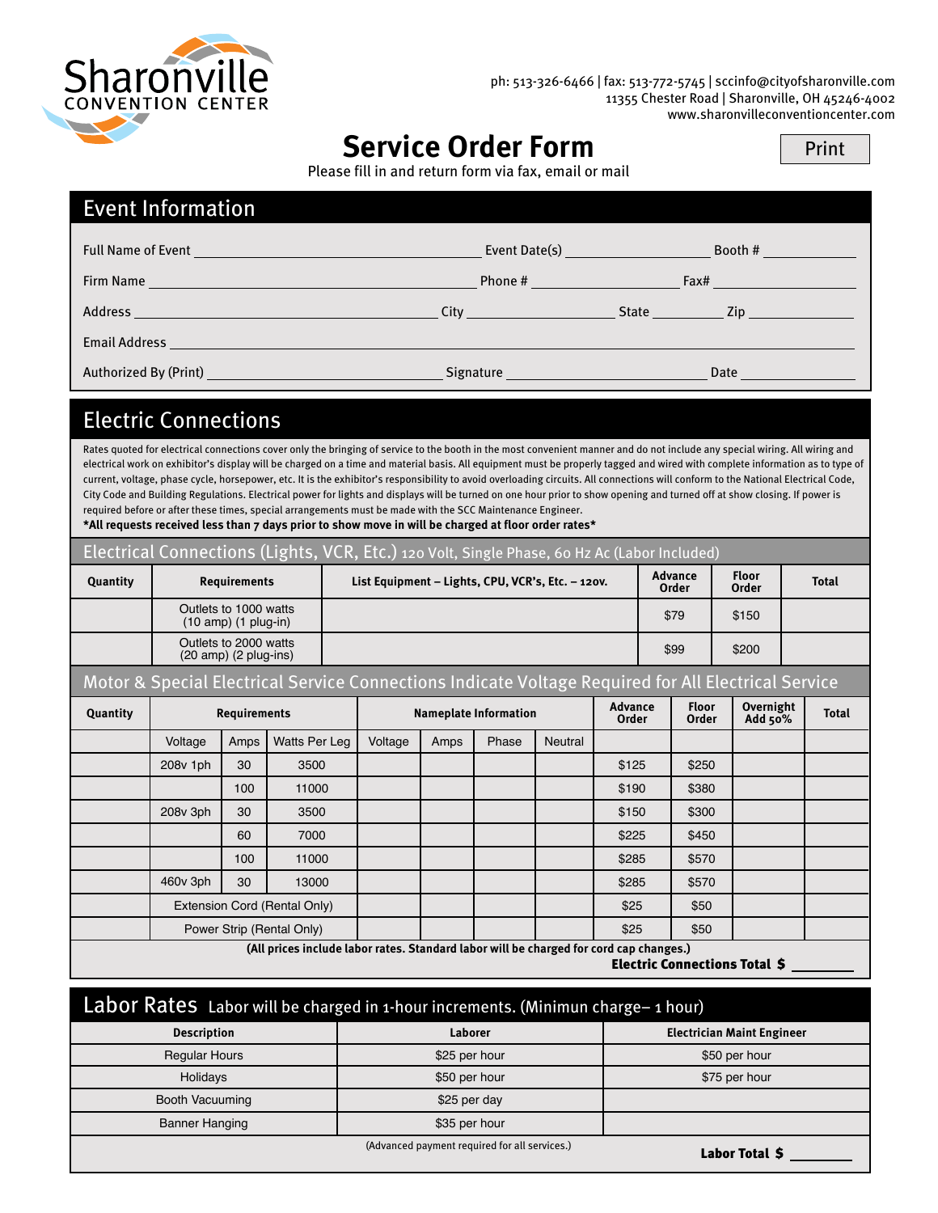Sharonville CONVENTION CENTER

ph: 513-326-6466 | fax: 513-772-5745 | sccinfo@cityofsharonville.com
11355 Chester Road | Sharonville, OH 45246-4002
www.sharonvilleconventioncenter.com

# Service Order Form

Print

Please fill in and return form via fax, email or mail

## Event Information

Full Name of Event ______________________ Event Date(s) ______________ Booth # __________

Firm Name ______________________ Phone # ______________ Fax# __________

Address ______________________ City ______________ State ________ Zip __________

Email Address ______________________________________________

Authorized By (Print) ______________________ Signature ______________ Date __________

## Electric Connections

Rates quoted for electrical connections cover only the bringing of service to the booth in the most convenient manner and do not include any special wiring. All wiring and electrical work on exhibitor's display will be charged on a time and material basis. All equipment must be properly tagged and wired with complete information as to type of current, voltage, phase cycle, horsepower, etc. It is the exhibitor's responsibility to avoid overloading circuits. All connections will conform to the National Electrical Code, City Code and Building Regulations. Electrical power for lights and displays will be turned on one hour prior to show opening and turned off at show closing. If power is required before or after these times, special arrangements must be made with the SCC Maintenance Engineer.

**\*All requests received less than 7 days prior to show move in will be charged at floor order rates\***

### Electrical Connections (Lights, VCR, Etc.) 120 Volt, Single Phase, 60 Hz Ac (Labor Included)

| Quantity | Requirements | List Equipment – Lights, CPU, VCR's, Etc. – 120v. | Advance Order | Floor Order | Total |
|---|---|---|---|---|---|
| | Outlets to 1000 watts (10 amp) (1 plug-in) | | $79 | $150 | |
| | Outlets to 2000 watts (20 amp) (2 plug-ins) | | $99 | $200 | |

### Motor & Special Electrical Service Connections Indicate Voltage Required for All Electrical Service

| Quantity | Requirements | | | Nameplate Information | | | | Advance Order | Floor Order | Overnight Add 50% | Total |
|---|---|---|---|---|---|---|---|---|---|---|---|
| | Voltage | Amps | Watts Per Leg | Voltage | Amps | Phase | Neutral | | | | |
| | 208v 1ph | 30 | 3500 | | | | | $125 | $250 | | |
| | | 100 | 11000 | | | | | $190 | $380 | | |
| | 208v 3ph | 30 | 3500 | | | | | $150 | $300 | | |
| | | 60 | 7000 | | | | | $225 | $450 | | |
| | | 100 | 11000 | | | | | $285 | $570 | | |
| | 460v 3ph | 30 | 13000 | | | | | $285 | $570 | | |
| | Extension Cord (Rental Only) | | | | | | | $25 | $50 | | |
| | Power Strip (Rental Only) | | | | | | | $25 | $50 | | |

**(All prices include labor rates. Standard labor will be charged for cord cap changes.)**

**Electric Connections Total $** ________

## Labor Rates Labor will be charged in 1-hour increments. (Minimun charge– 1 hour)

| Description | Laborer | Electrician Maint Engineer |
|---|---|---|
| Regular Hours | $25 per hour | $50 per hour |
| Holidays | $50 per hour | $75 per hour |
| Booth Vacuuming | $25 per day | |
| Banner Hanging | $35 per hour | |

(Advanced payment required for all services.)

**Labor Total $** ________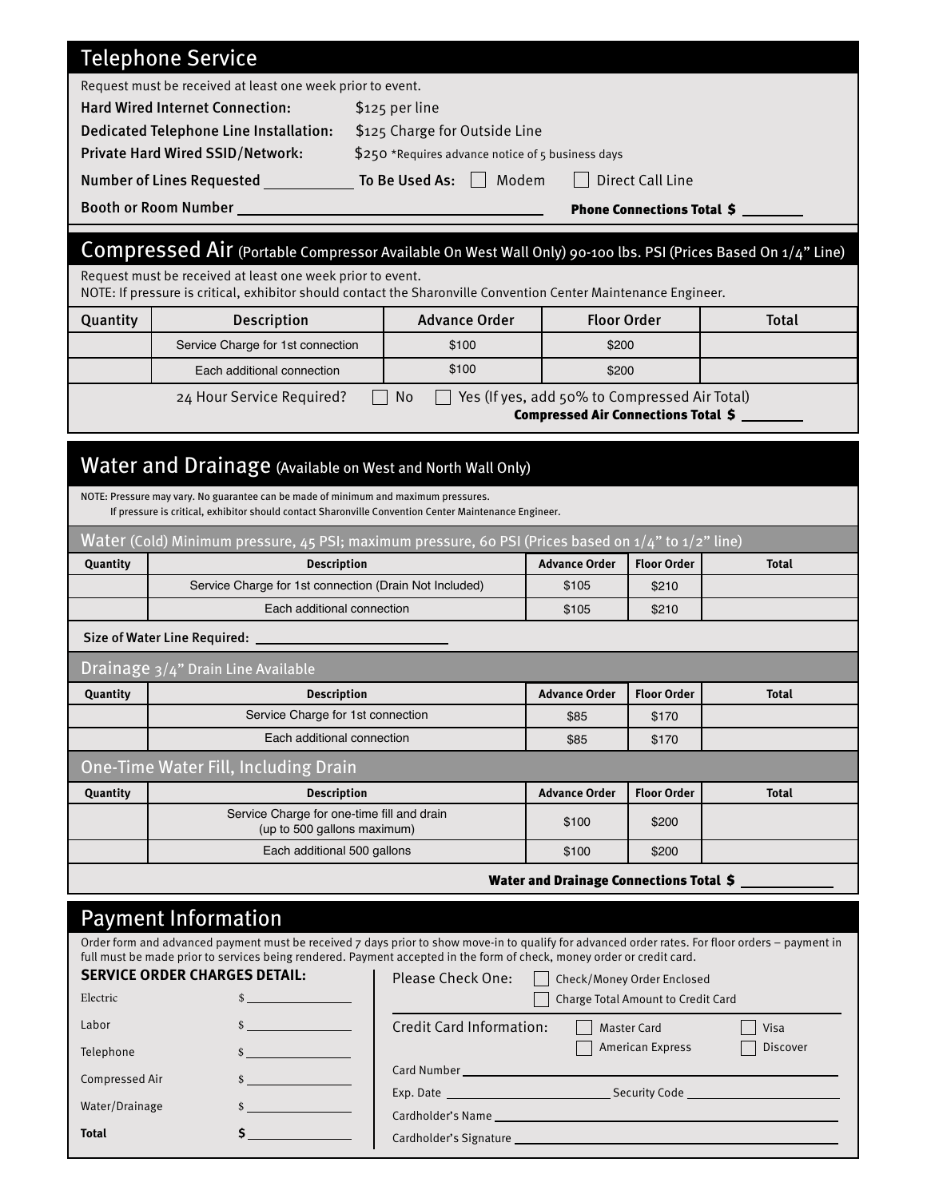## Telephone Service

Request must be received at least one week prior to event.

**Hard Wired Internet Connection:** $125 per line

**Dedicated Telephone Line Installation:** $125 Charge for Outside Line

**Private Hard Wired SSID/Network:** $250 *Requires advance notice of 5 business days

**Number of Lines Requested** ________ **To Be Used As:** ☐ Modem ☐ Direct Call Line

**Booth or Room Number** ______________________ **Phone Connections Total $** ________

## Compressed Air (Portable Compressor Available On West Wall Only) 90-100 lbs. PSI (Prices Based On 1/4" Line)

Request must be received at least one week prior to event.
NOTE: If pressure is critical, exhibitor should contact the Sharonville Convention Center Maintenance Engineer.

| Quantity | Description | Advance Order | Floor Order | Total |
|---|---|---|---|---|
| | Service Charge for 1st connection | $100 | $200 | |
| | Each additional connection | $100 | $200 | |

24 Hour Service Required? ☐ No ☐ Yes (If yes, add 50% to Compressed Air Total)

**Compressed Air Connections Total $** ________

## Water and Drainage (Available on West and North Wall Only)

NOTE: Pressure may vary. No guarantee can be made of minimum and maximum pressures.
If pressure is critical, exhibitor should contact Sharonville Convention Center Maintenance Engineer.

### Water (Cold) Minimum pressure, 45 PSI; maximum pressure, 60 PSI (Prices based on 1/4" to 1/2" line)

| Quantity | Description | Advance Order | Floor Order | Total |
|---|---|---|---|---|
| | Service Charge for 1st connection (Drain Not Included) | $105 | $210 | |
| | Each additional connection | $105 | $210 | |

**Size of Water Line Required:** ______________________

### Drainage 3/4" Drain Line Available

| Quantity | Description | Advance Order | Floor Order | Total |
|---|---|---|---|---|
| | Service Charge for 1st connection | $85 | $170 | |
| | Each additional connection | $85 | $170 | |

### One-Time Water Fill, Including Drain

| Quantity | Description | Advance Order | Floor Order | Total |
|---|---|---|---|---|
| | Service Charge for one-time fill and drain (up to 500 gallons maximum) | $100 | $200 | |
| | Each additional 500 gallons | $100 | $200 | |

**Water and Drainage Connections Total $** ________

## Payment Information

Order form and advanced payment must be received 7 days prior to show move-in to qualify for advanced order rates. For floor orders – payment in full must be made prior to services being rendered. Payment accepted in the form of check, money order or credit card.

**SERVICE ORDER CHARGES DETAIL:**

Electric $ ________

Labor $ ________

Telephone $ ________

Compressed Air $ ________

Water/Drainage $ ________

**Total $** ________

Please Check One: ☐ Check/Money Order Enclosed ☐ Charge Total Amount to Credit Card

Credit Card Information: ☐ Master Card ☐ Visa ☐ American Express ☐ Discover

Card Number ______________________

Exp. Date ____________ Security Code ____________

Cardholder's Name ______________________

Cardholder's Signature ______________________